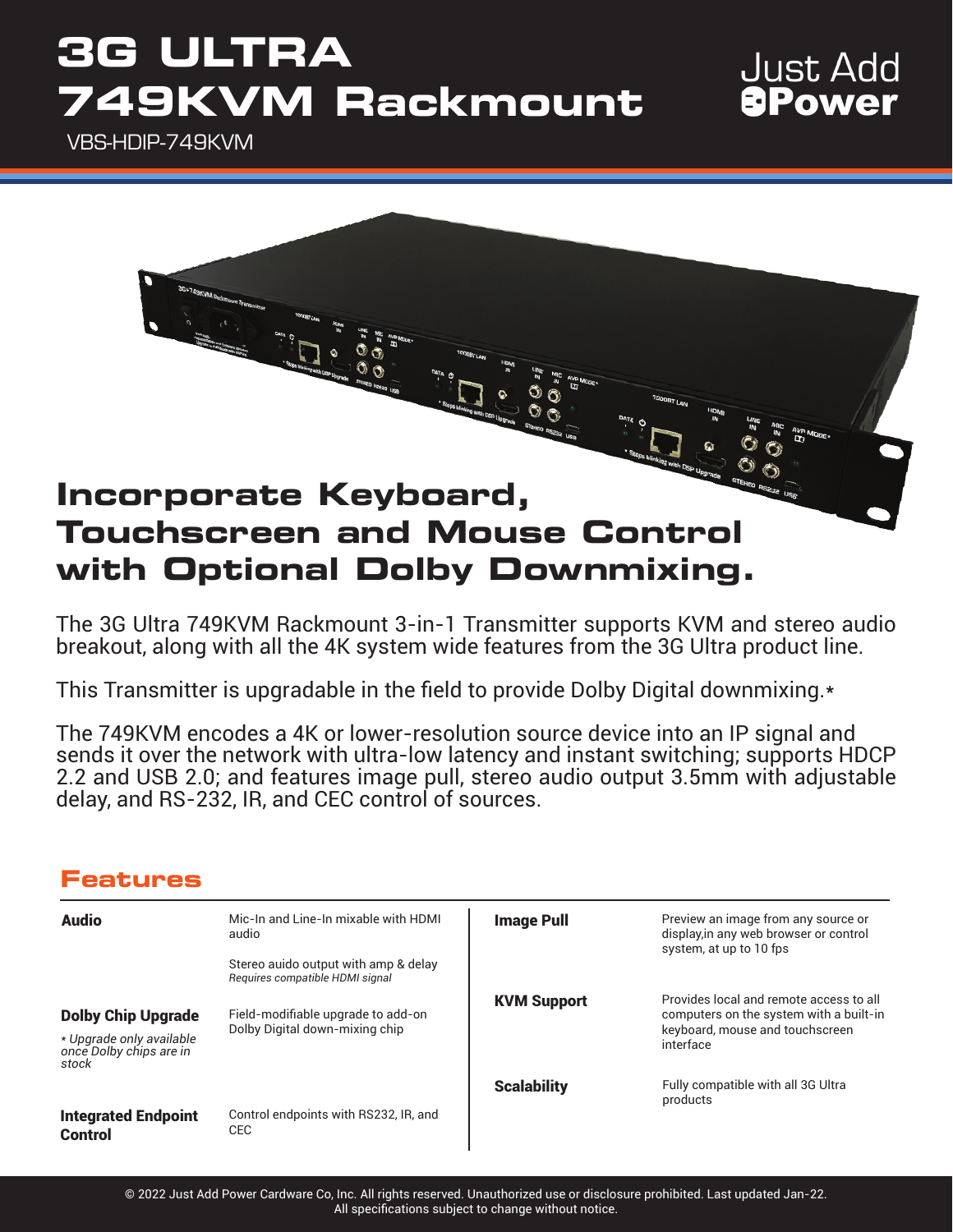# 3G ULTRA 749KVM Rackmount

VBS-HDIP-749KVM

Just Add Power

## Incorporate Keyboard, Touchscreen and Mouse Control with Optional Dolby Downmixing.

The 3G Ultra 749KVM Rackmount 3-in-1 Transmitter supports KVM and stereo audio breakout, along with all the 4K system wide features from the 3G Ultra product line.

This Transmitter is upgradable in the field to provide Dolby Digital downmixing.*

The 749KVM encodes a 4K or lower-resolution source device into an IP signal and sends it over the network with ultra-low latency and instant switching; supports HDCP 2.2 and USB 2.0; and features image pull, stereo audio output 3.5mm with adjustable delay, and RS-232, IR, and CEC control of sources.

## Features

| Feature | Description |
|---|---|
| **Audio** | Mic-In and Line-In mixable with HDMI audio<br><br>Stereo auido output with amp & delay<br>*Requires compatible HDMI signal* |
| **Dolby Chip Upgrade**<br>*\* Upgrade only available once Dolby chips are in stock* | Field-modifiable upgrade to add-on Dolby Digital down-mixing chip |
| **Integrated Endpoint Control** | Control endpoints with RS232, IR, and CEC |
| **Image Pull** | Preview an image from any source or display,in any web browser or control system, at up to 10 fps |
| **KVM Support** | Provides local and remote access to all computers on the system with a built-in keyboard, mouse and touchscreen interface |
| **Scalability** | Fully compatible with all 3G Ultra products |

© 2022 Just Add Power Cardware Co, Inc. All rights reserved. Unauthorized use or disclosure prohibited. Last updated Jan-22.
All specifications subject to change without notice.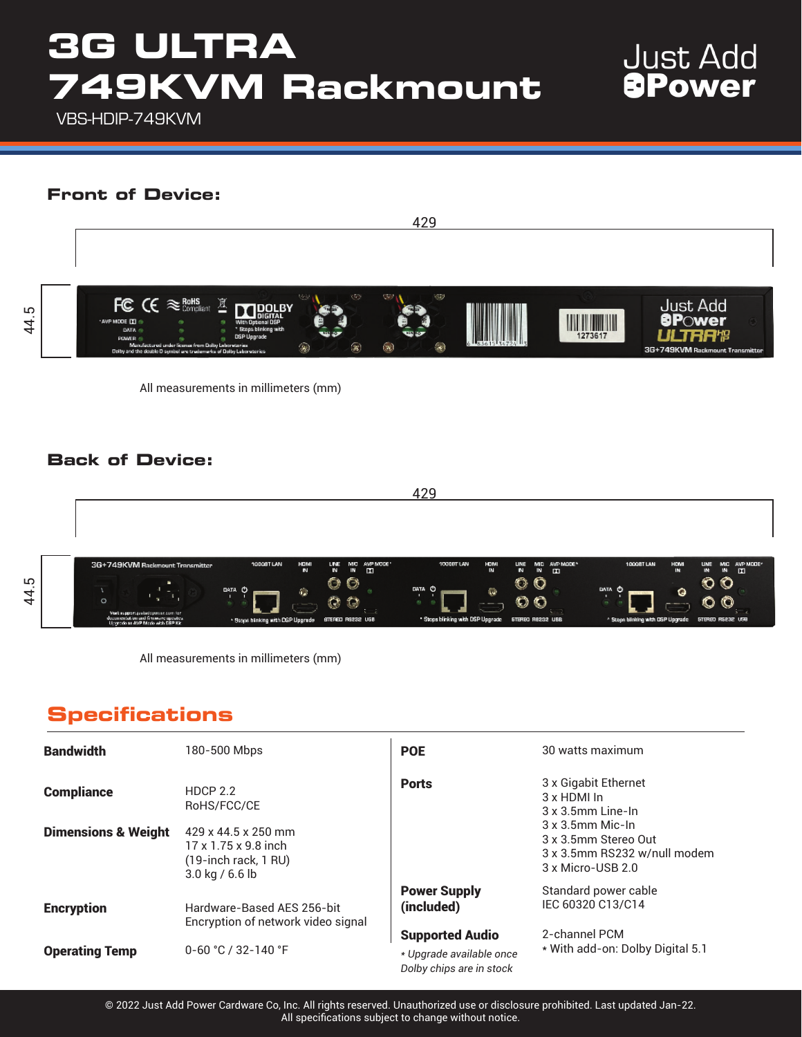# 3G ULTRA 749KVM Rackmount

VBS-HDIP-749KVM

Just Add Power

## Front of Device:

429

44.5

All measurements in millimeters (mm)

## Back of Device:

429

44.5

All measurements in millimeters (mm)

## Specifications

| | |
|---|---|
| **Bandwidth** | 180-500 Mbps |
| **Compliance** | HDCP 2.2<br>RoHS/FCC/CE |
| **Dimensions & Weight** | 429 x 44.5 x 250 mm<br>17 x 1.75 x 9.8 inch<br>(19-inch rack, 1 RU)<br>3.0 kg / 6.6 lb |
| **Encryption** | Hardware-Based AES 256-bit<br>Encryption of network video signal |
| **Operating Temp** | 0-60 °C / 32-140 °F |
| **POE** | 30 watts maximum |
| **Ports** | 3 x Gigabit Ethernet<br>3 x HDMI In<br>3 x 3.5mm Line-In<br>3 x 3.5mm Mic-In<br>3 x 3.5mm Stereo Out<br>3 x 3.5mm RS232 w/null modem<br>3 x Micro-USB 2.0 |
| **Power Supply (included)** | Standard power cable<br>IEC 60320 C13/C14 |
| **Supported Audio**<br>* *Upgrade available once Dolby chips are in stock* | 2-channel PCM<br>* With add-on: Dolby Digital 5.1 |

© 2022 Just Add Power Cardware Co, Inc. All rights reserved. Unauthorized use or disclosure prohibited. Last updated Jan-22.
All specifications subject to change without notice.